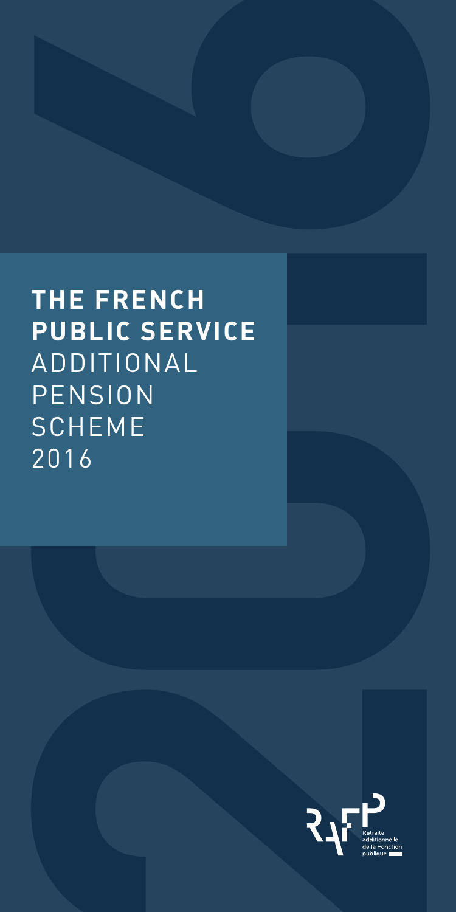# THE FRENCH PUBLIC SERVICE ADDITIONAL PENSION SCHEME 2016

Retraite additionnelle de la Fonction publique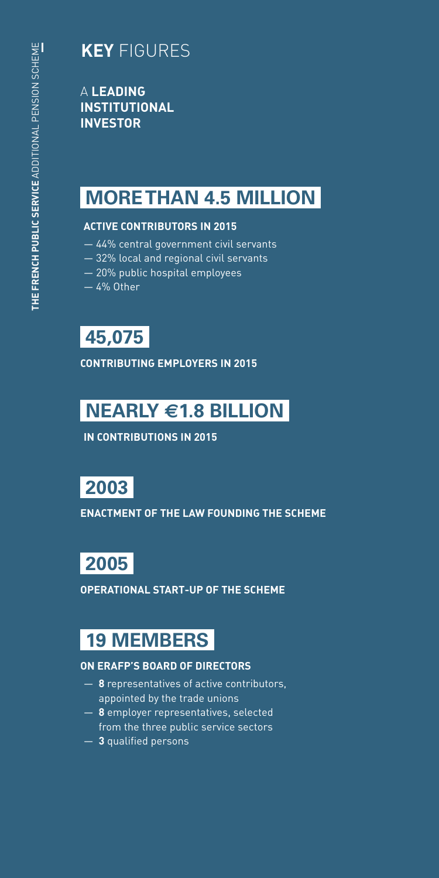# **KEY** FIGURES

A **LEADING INSTITUTIONAL INVESTOR**

## MORE THAN 4.5 MILLION

**ACTIVE CONTRIBUTORS IN 2015**

- 44% central government civil servants
- 32% local and regional civil servants
- 20% public hospital employees
- 4% Other

## 45,075

**CONTRIBUTING EMPLOYERS IN 2015**

## NEARLY €1.8 BILLION

**IN CONTRIBUTIONS IN 2015**

## 2003

**ENACTMENT OF THE LAW FOUNDING THE SCHEME**

## 2005

**OPERATIONAL START-UP OF THE SCHEME**

## 19 MEMBERS

**ON ERAFP'S BOARD OF DIRECTORS**

- **8** representatives of active contributors, appointed by the trade unions
- **8** employer representatives, selected from the three public service sectors
- **3** qualified persons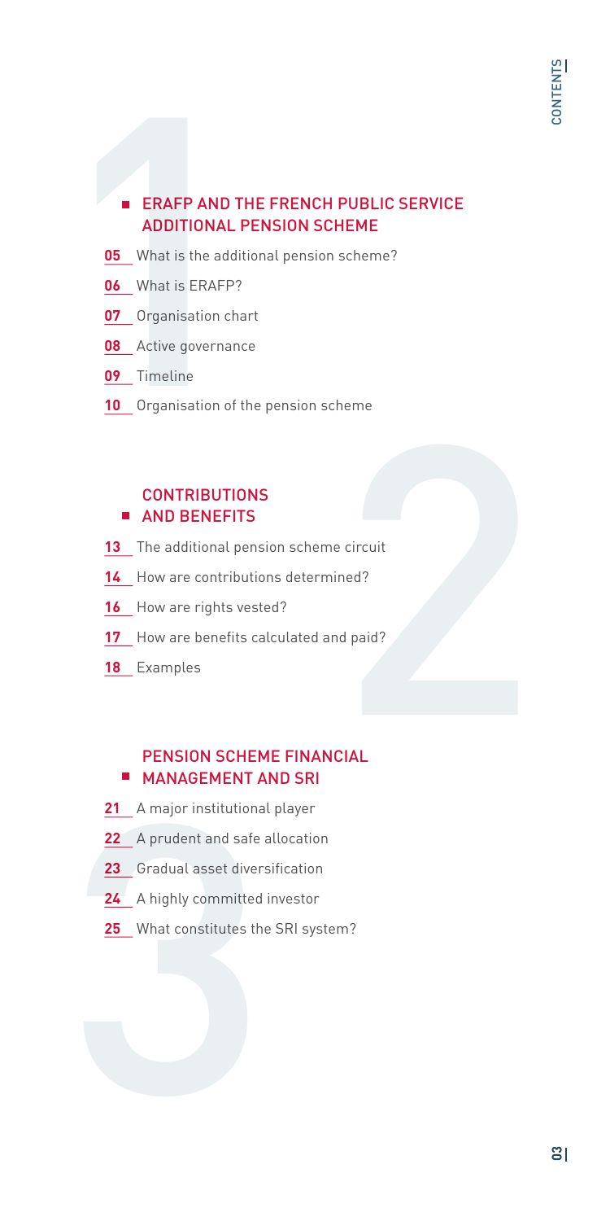# CONTENTS

## 1 ERAFP AND THE FRENCH PUBLIC SERVICE ADDITIONAL PENSION SCHEME

- **05** What is the additional pension scheme?
- **06** What is ERAFP?
- **07** Organisation chart
- **08** Active governance
- **09** Timeline
- **10** Organisation of the pension scheme

## 2 CONTRIBUTIONS AND BENEFITS

- **13** The additional pension scheme circuit
- **14** How are contributions determined?
- **16** How are rights vested?
- **17** How are benefits calculated and paid?
- **18** Examples

## 3 PENSION SCHEME FINANCIAL MANAGEMENT AND SRI

- **21** A major institutional player
- **22** A prudent and safe allocation
- **23** Gradual asset diversification
- **24** A highly committed investor
- **25** What constitutes the SRI system?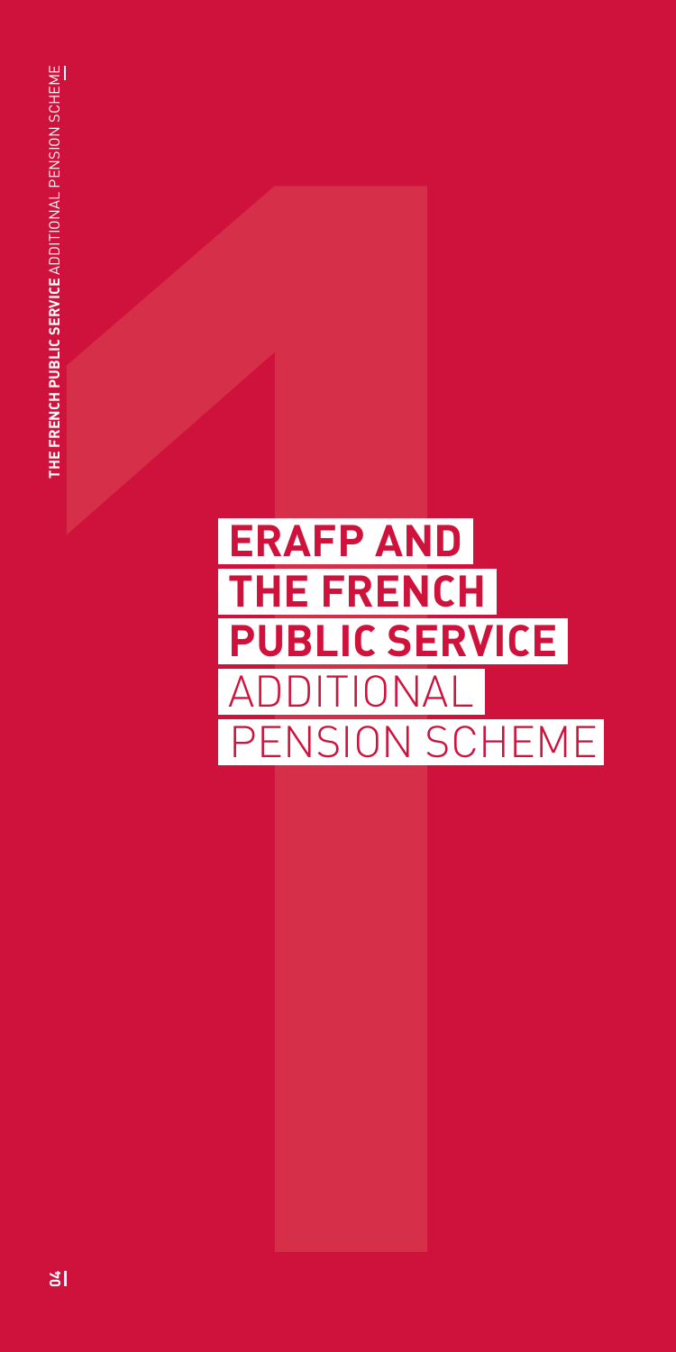# ERAFP AND THE FRENCH PUBLIC SERVICE ADDITIONAL PENSION SCHEME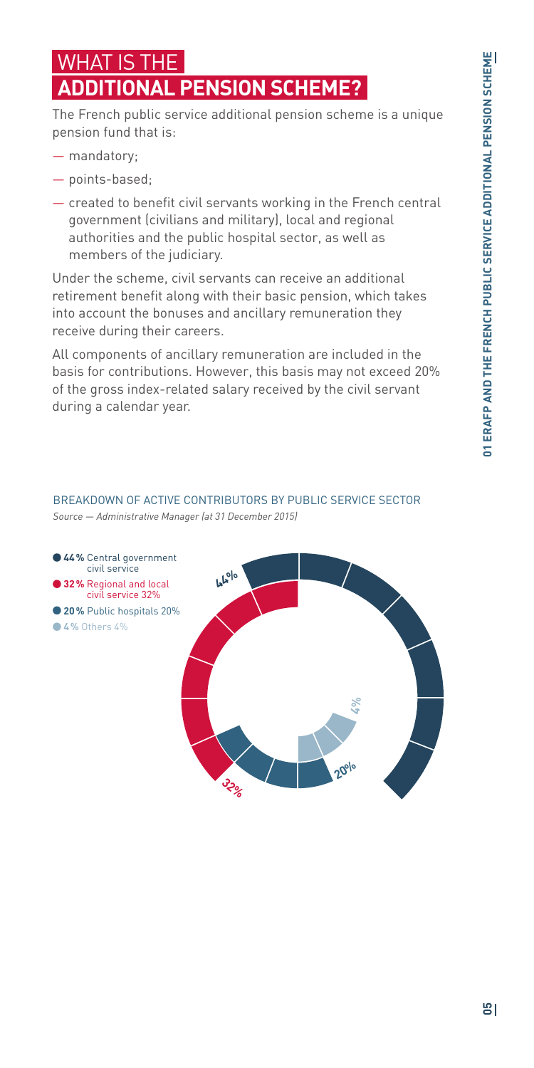# WHAT IS THE ADDITIONAL PENSION SCHEME?

The French public service additional pension scheme is a unique pension fund that is:

- mandatory;
- points-based;
- created to benefit civil servants working in the French central government (civilians and military), local and regional authorities and the public hospital sector, as well as members of the judiciary.

Under the scheme, civil servants can receive an additional retirement benefit along with their basic pension, which takes into account the bonuses and ancillary remuneration they receive during their careers.

All components of ancillary remuneration are included in the basis for contributions. However, this basis may not exceed 20% of the gross index-related salary received by the civil servant during a calendar year.

BREAKDOWN OF ACTIVE CONTRIBUTORS BY PUBLIC SERVICE SECTOR

*Source — Administrative Manager (at 31 December 2015)*

- **44%** Central government civil service
- **32%** Regional and local civil service 32%
- **20%** Public hospitals 20%
- **4%** Others 4%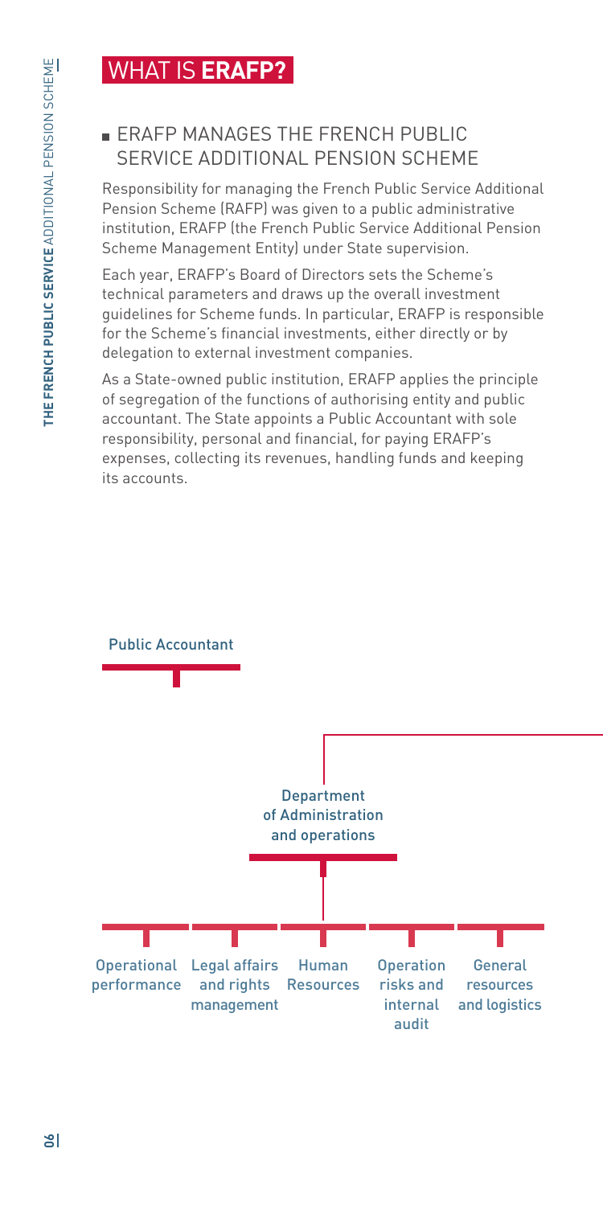# WHAT IS **ERAFP?**

## ERAFP MANAGES THE FRENCH PUBLIC SERVICE ADDITIONAL PENSION SCHEME

Responsibility for managing the French Public Service Additional Pension Scheme (RAFP) was given to a public administrative institution, ERAFP (the French Public Service Additional Pension Scheme Management Entity) under State supervision.

Each year, ERAFP's Board of Directors sets the Scheme's technical parameters and draws up the overall investment guidelines for Scheme funds. In particular, ERAFP is responsible for the Scheme's financial investments, either directly or by delegation to external investment companies.

As a State-owned public institution, ERAFP applies the principle of segregation of the functions of authorising entity and public accountant. The State appoints a Public Accountant with sole responsibility, personal and financial, for paying ERAFP's expenses, collecting its revenues, handling funds and keeping its accounts.

Public Accountant

Department of Administration and operations

- Operational performance
- Legal affairs and rights management
- Human Resources
- Operation risks and internal audit
- General resources and logistics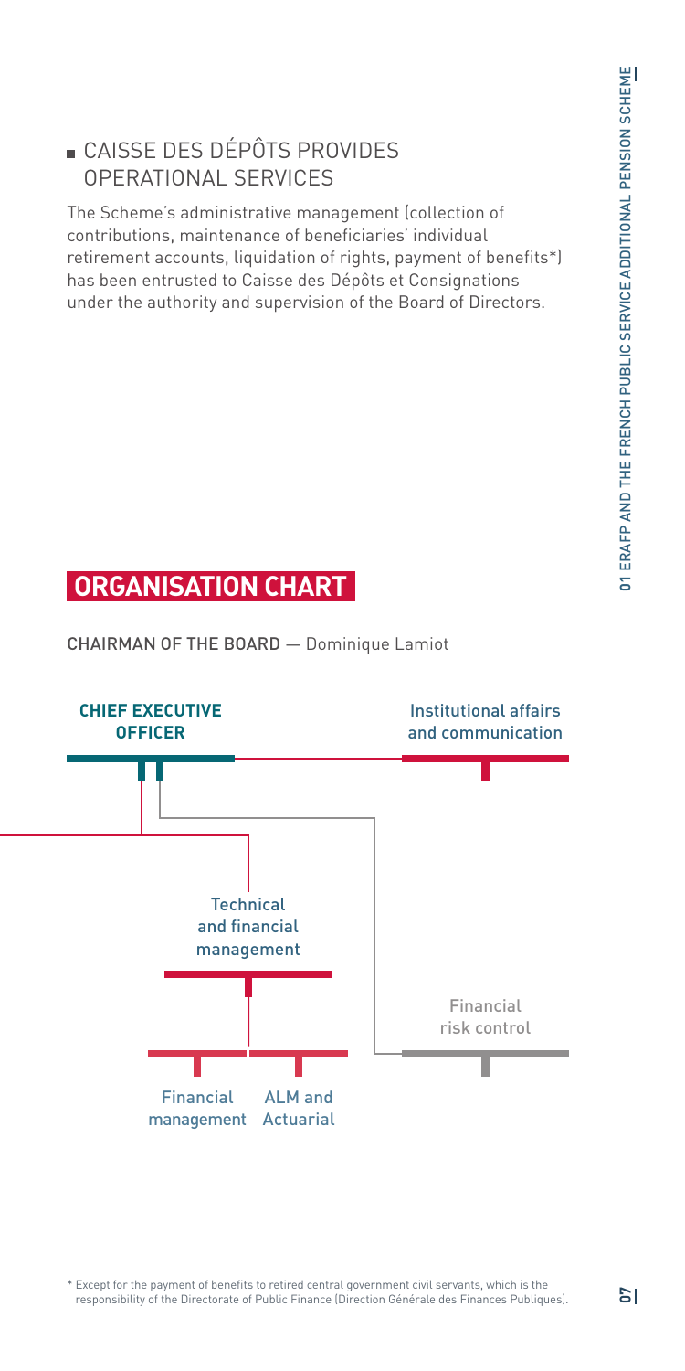## CAISSE DES DÉPÔTS PROVIDES OPERATIONAL SERVICES

The Scheme's administrative management (collection of contributions, maintenance of beneficiaries' individual retirement accounts, liquidation of rights, payment of benefits*) has been entrusted to Caisse des Dépôts et Consignations under the authority and supervision of the Board of Directors.

## ORGANISATION CHART

CHAIRMAN OF THE BOARD — Dominique Lamiot

**CHIEF EXECUTIVE OFFICER**

Institutional affairs and communication

Technical and financial management

Financial risk control

Financial management

ALM and Actuarial

\* Except for the payment of benefits to retired central government civil servants, which is the responsibility of the Directorate of Public Finance (Direction Générale des Finances Publiques).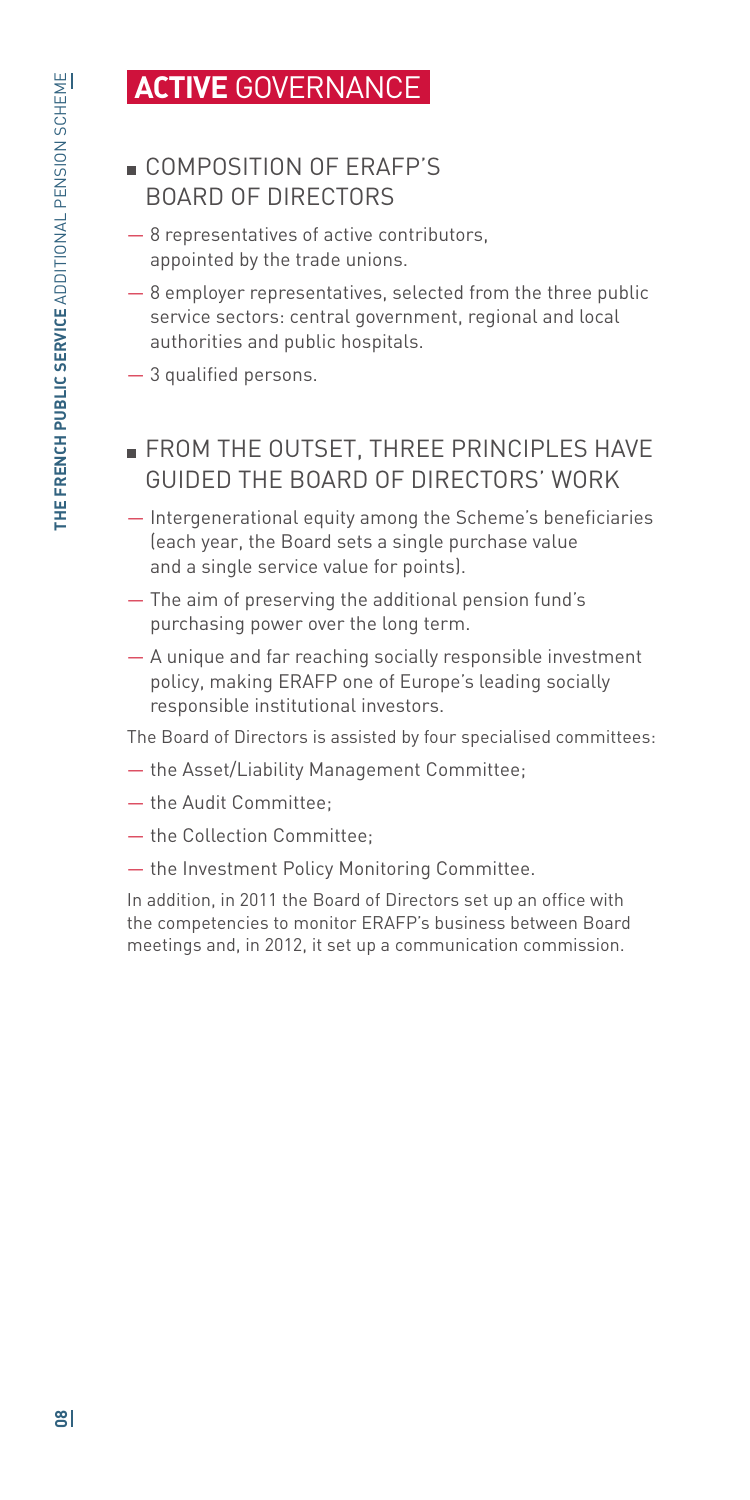# **ACTIVE** GOVERNANCE

## COMPOSITION OF ERAFP'S BOARD OF DIRECTORS

- 8 representatives of active contributors, appointed by the trade unions.
- 8 employer representatives, selected from the three public service sectors: central government, regional and local authorities and public hospitals.
- 3 qualified persons.

## FROM THE OUTSET, THREE PRINCIPLES HAVE GUIDED THE BOARD OF DIRECTORS' WORK

- Intergenerational equity among the Scheme's beneficiaries (each year, the Board sets a single purchase value and a single service value for points).
- The aim of preserving the additional pension fund's purchasing power over the long term.
- A unique and far reaching socially responsible investment policy, making ERAFP one of Europe's leading socially responsible institutional investors.

The Board of Directors is assisted by four specialised committees:

- the Asset/Liability Management Committee;
- the Audit Committee;
- the Collection Committee;
- the Investment Policy Monitoring Committee.

In addition, in 2011 the Board of Directors set up an office with the competencies to monitor ERAFP's business between Board meetings and, in 2012, it set up a communication commission.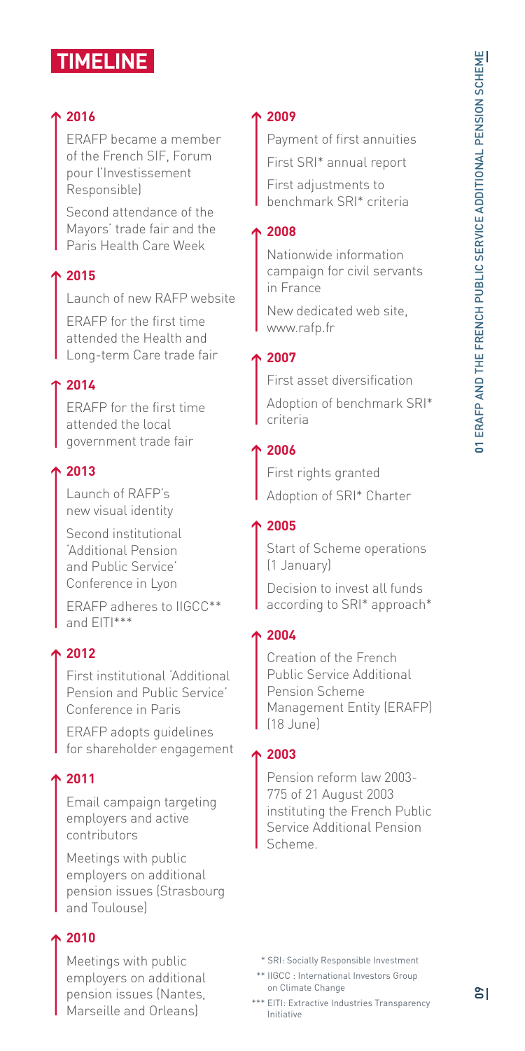# TIMELINE

### 2016

ERAFP became a member of the French SIF, Forum pour l'Investissement Responsible)

Second attendance of the Mayors' trade fair and the Paris Health Care Week

### 2015

Launch of new RAFP website

ERAFP for the first time attended the Health and Long-term Care trade fair

### 2014

ERAFP for the first time attended the local government trade fair

### 2013

Launch of RAFP's new visual identity

Second institutional 'Additional Pension and Public Service' Conference in Lyon

ERAFP adheres to IIGCC** and EITI***

### 2012

First institutional 'Additional Pension and Public Service' Conference in Paris

ERAFP adopts guidelines for shareholder engagement

### 2011

Email campaign targeting employers and active contributors

Meetings with public employers on additional pension issues (Strasbourg and Toulouse)

### 2010

Meetings with public employers on additional pension issues (Nantes, Marseille and Orleans)

### 2009

Payment of first annuities

First SRI* annual report

First adjustments to benchmark SRI* criteria

### 2008

Nationwide information campaign for civil servants in France

New dedicated web site, www.rafp.fr

### 2007

First asset diversification

Adoption of benchmark SRI* criteria

### 2006

First rights granted

Adoption of SRI* Charter

### 2005

Start of Scheme operations (1 January)

Decision to invest all funds according to SRI* approach*

### 2004

Creation of the French Public Service Additional Pension Scheme Management Entity (ERAFP) (18 June)

### 2003

Pension reform law 2003-775 of 21 August 2003 instituting the French Public Service Additional Pension Scheme.

\* SRI: Socially Responsible Investment

** IIGCC : International Investors Group on Climate Change

*** EITI: Extractive Industries Transparency Initiative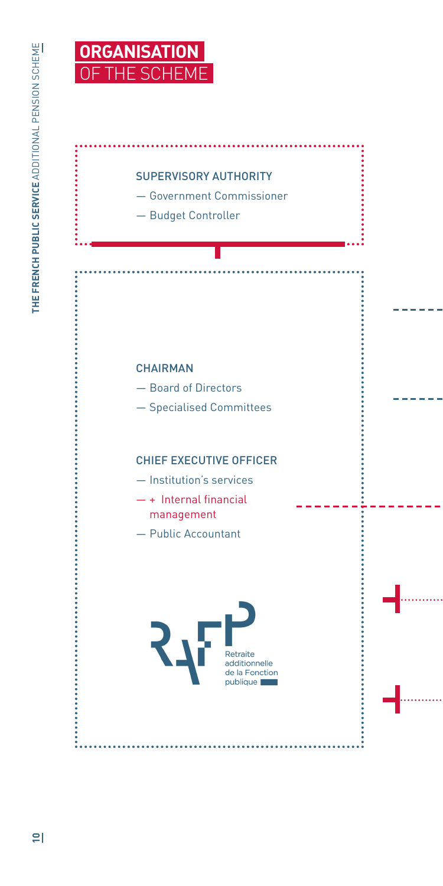# ORGANISATION OF THE SCHEME

### SUPERVISORY AUTHORITY

- Government Commissioner
- Budget Controller

### CHAIRMAN

- Board of Directors
- Specialised Committees

### CHIEF EXECUTIVE OFFICER

- Institution's services
- + Internal financial management
- Public Accountant

Retraite additionnelle de la Fonction publique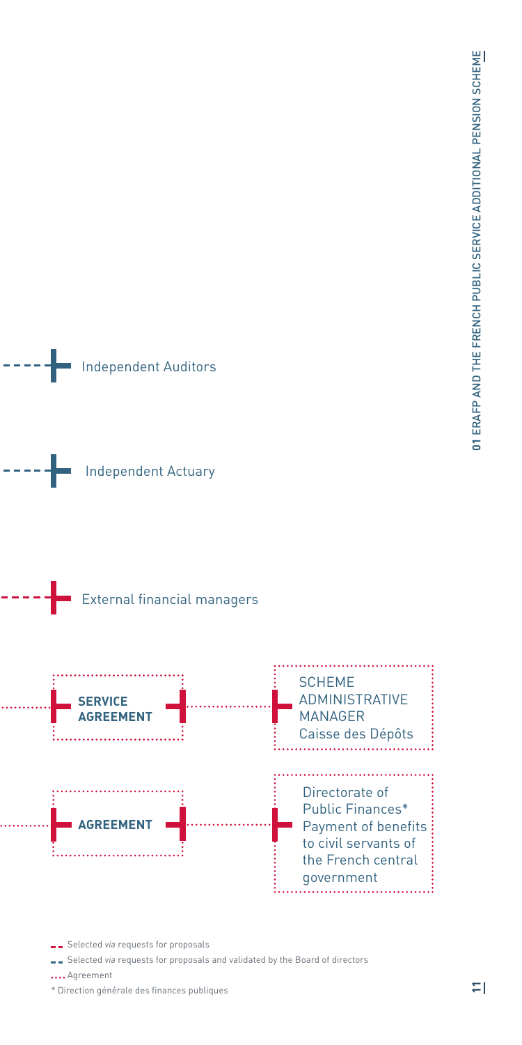Independent Auditors

Independent Actuary

External financial managers

**SERVICE AGREEMENT**

SCHEME ADMINISTRATIVE MANAGER
Caisse des Dépôts

**AGREEMENT**

Directorate of Public Finances*
Payment of benefits to civil servants of the French central government

Selected *via* requests for proposals

Selected *via* requests for proposals and validated by the Board of directors

Agreement

\* Direction générale des finances publiques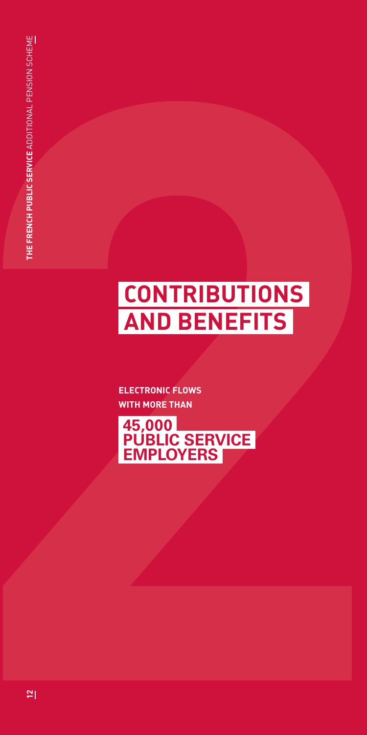# CONTRIBUTIONS AND BENEFITS

**ELECTRONIC FLOWS WITH MORE THAN**

**45,000 PUBLIC SERVICE EMPLOYERS**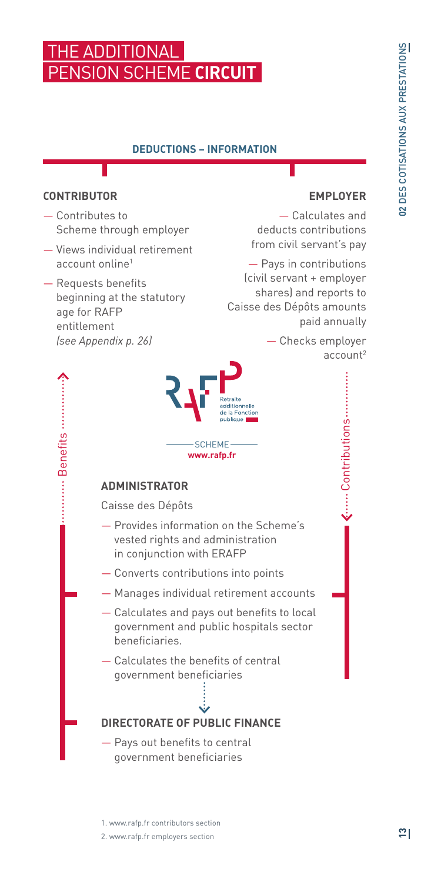# THE ADDITIONAL PENSION SCHEME **CIRCUIT**

**DEDUCTIONS – INFORMATION**

### CONTRIBUTOR

- Contributes to Scheme through employer
- Views individual retirement account online[1]
- Requests benefits beginning at the statutory age for RAFP entitlement *(see Appendix p. 26)*

### EMPLOYER

- Calculates and deducts contributions from civil servant's pay
- Pays in contributions (civil servant + employer shares) and reports to Caisse des Dépôts amounts paid annually
- Checks employer account[2]

Benefits

Contributions

RAFP – Retraite additionnelle de la Fonction publique

SCHEME
**www.rafp.fr**

### ADMINISTRATOR

Caisse des Dépôts

- Provides information on the Scheme's vested rights and administration in conjunction with ERAFP
- Converts contributions into points
- Manages individual retirement accounts
- Calculates and pays out benefits to local government and public hospitals sector beneficiaries.
- Calculates the benefits of central government beneficiaries

### DIRECTORATE OF PUBLIC FINANCE

- Pays out benefits to central government beneficiaries

1. www.rafp.fr contributors section
2. www.rafp.fr employers section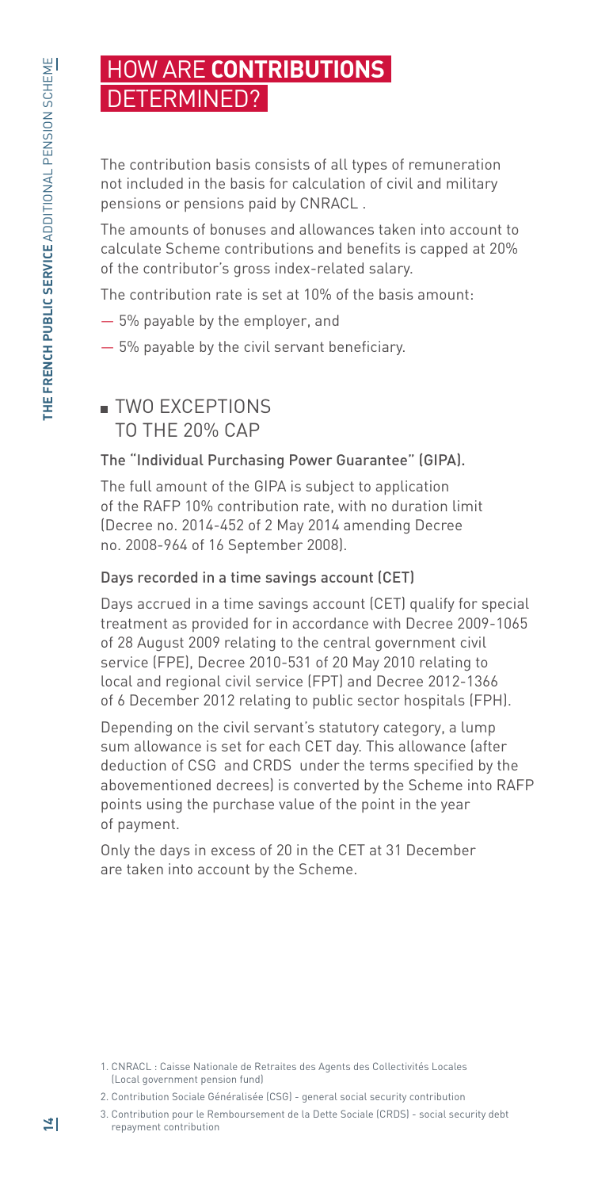# HOW ARE **CONTRIBUTIONS** DETERMINED?

The contribution basis consists of all types of remuneration not included in the basis for calculation of civil and military pensions or pensions paid by CNRACL[1].

The amounts of bonuses and allowances taken into account to calculate Scheme contributions and benefits is capped at 20% of the contributor's gross index-related salary.

The contribution rate is set at 10% of the basis amount:

— 5% payable by the employer, and

— 5% payable by the civil servant beneficiary.

## TWO EXCEPTIONS TO THE 20% CAP

### The "Individual Purchasing Power Guarantee" (GIPA).

The full amount of the GIPA is subject to application of the RAFP 10% contribution rate, with no duration limit (Decree no. 2014-452 of 2 May 2014 amending Decree no. 2008-964 of 16 September 2008).

### Days recorded in a time savings account (CET)

Days accrued in a time savings account (CET) qualify for special treatment as provided for in accordance with Decree 2009-1065 of 28 August 2009 relating to the central government civil service (FPE), Decree 2010-531 of 20 May 2010 relating to local and regional civil service (FPT) and Decree 2012-1366 of 6 December 2012 relating to public sector hospitals (FPH).

Depending on the civil servant's statutory category, a lump sum allowance is set for each CET day. This allowance (after deduction of CSG[2] and CRDS[3] under the terms specified by the abovementioned decrees) is converted by the Scheme into RAFP points using the purchase value of the point in the year of payment.

Only the days in excess of 20 in the CET at 31 December are taken into account by the Scheme.

1. CNRACL : Caisse Nationale de Retraites des Agents des Collectivités Locales (Local government pension fund)

2. Contribution Sociale Généralisée (CSG) - general social security contribution

3. Contribution pour le Remboursement de la Dette Sociale (CRDS) - social security debt repayment contribution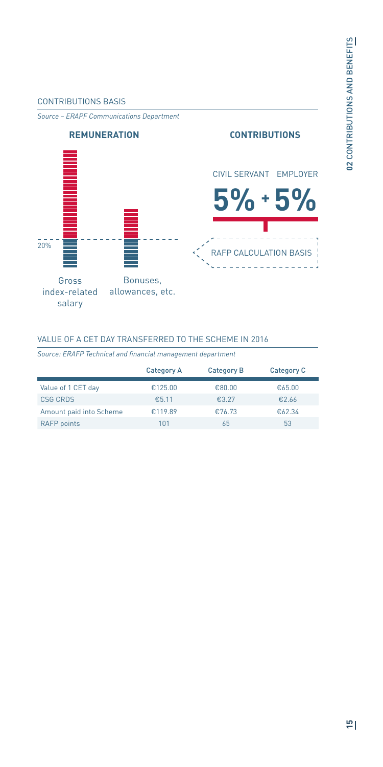CONTRIBUTIONS BASIS

*Source – ERAPF Communications Department*

**REMUNERATION**

20%

Gross index-related salary

Bonuses, allowances, etc.

**CONTRIBUTIONS**

CIVIL SERVANT EMPLOYER

**5% + 5%**

RAFP CALCULATION BASIS

VALUE OF A CET DAY TRANSFERRED TO THE SCHEME IN 2016

*Source: ERAFP Technical and financial management department*

| | Category A | Category B | Category C |
|---|---|---|---|
| Value of 1 CET day | €125.00 | €80.00 | €65.00 |
| CSG CRDS | €5.11 | €3.27 | €2.66 |
| Amount paid into Scheme | €119.89 | €76.73 | €62.34 |
| RAFP points | 101 | 65 | 53 |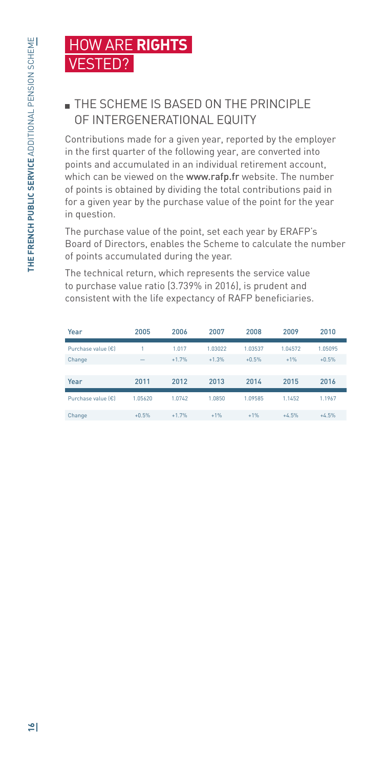# HOW ARE **RIGHTS** VESTED?

## THE SCHEME IS BASED ON THE PRINCIPLE OF INTERGENERATIONAL EQUITY

Contributions made for a given year, reported by the employer in the first quarter of the following year, are converted into points and accumulated in an individual retirement account, which can be viewed on the **www.rafp.fr** website. The number of points is obtained by dividing the total contributions paid in for a given year by the purchase value of the point for the year in question.

The purchase value of the point, set each year by ERAFP's Board of Directors, enables the Scheme to calculate the number of points accumulated during the year.

The technical return, which represents the service value to purchase value ratio (3.739% in 2016), is prudent and consistent with the life expectancy of RAFP beneficiaries.

| Year | 2005 | 2006 | 2007 | 2008 | 2009 | 2010 |
|---|---|---|---|---|---|---|
| Purchase value (€) | 1 | 1.017 | 1.03022 | 1.03537 | 1.04572 | 1.05095 |
| Change | — | +1.7% | +1.3% | +0.5% | +1% | +0.5% |

| Year | 2011 | 2012 | 2013 | 2014 | 2015 | 2016 |
|---|---|---|---|---|---|---|
| Purchase value (€) | 1.05620 | 1.0742 | 1.0850 | 1.09585 | 1.1452 | 1.1967 |
| Change | +0.5% | +1.7% | +1% | +1% | +4.5% | +4.5% |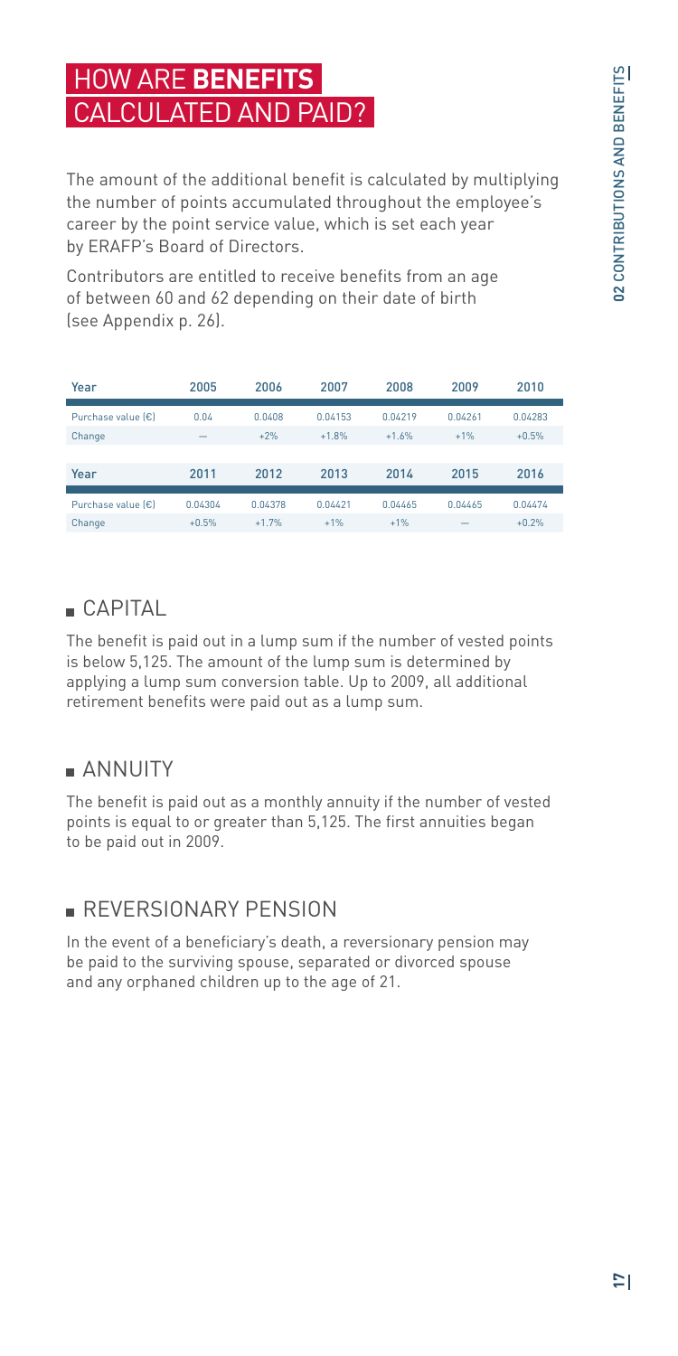# HOW ARE **BENEFITS** CALCULATED AND PAID?

The amount of the additional benefit is calculated by multiplying the number of points accumulated throughout the employee's career by the point service value, which is set each year by ERAFP's Board of Directors.

Contributors are entitled to receive benefits from an age of between 60 and 62 depending on their date of birth (see Appendix p. 26).

| Year | 2005 | 2006 | 2007 | 2008 | 2009 | 2010 |
|---|---|---|---|---|---|---|
| Purchase value (€) | 0.04 | 0.0408 | 0.04153 | 0.04219 | 0.04261 | 0.04283 |
| Change | — | +2% | +1.8% | +1.6% | +1% | +0.5% |
| **Year** | **2011** | **2012** | **2013** | **2014** | **2015** | **2016** |
| Purchase value (€) | 0.04304 | 0.04378 | 0.04421 | 0.04465 | 0.04465 | 0.04474 |
| Change | +0.5% | +1.7% | +1% | +1% | — | +0.2% |

## CAPITAL

The benefit is paid out in a lump sum if the number of vested points is below 5,125. The amount of the lump sum is determined by applying a lump sum conversion table. Up to 2009, all additional retirement benefits were paid out as a lump sum.

## ANNUITY

The benefit is paid out as a monthly annuity if the number of vested points is equal to or greater than 5,125. The first annuities began to be paid out in 2009.

## REVERSIONARY PENSION

In the event of a beneficiary's death, a reversionary pension may be paid to the surviving spouse, separated or divorced spouse and any orphaned children up to the age of 21.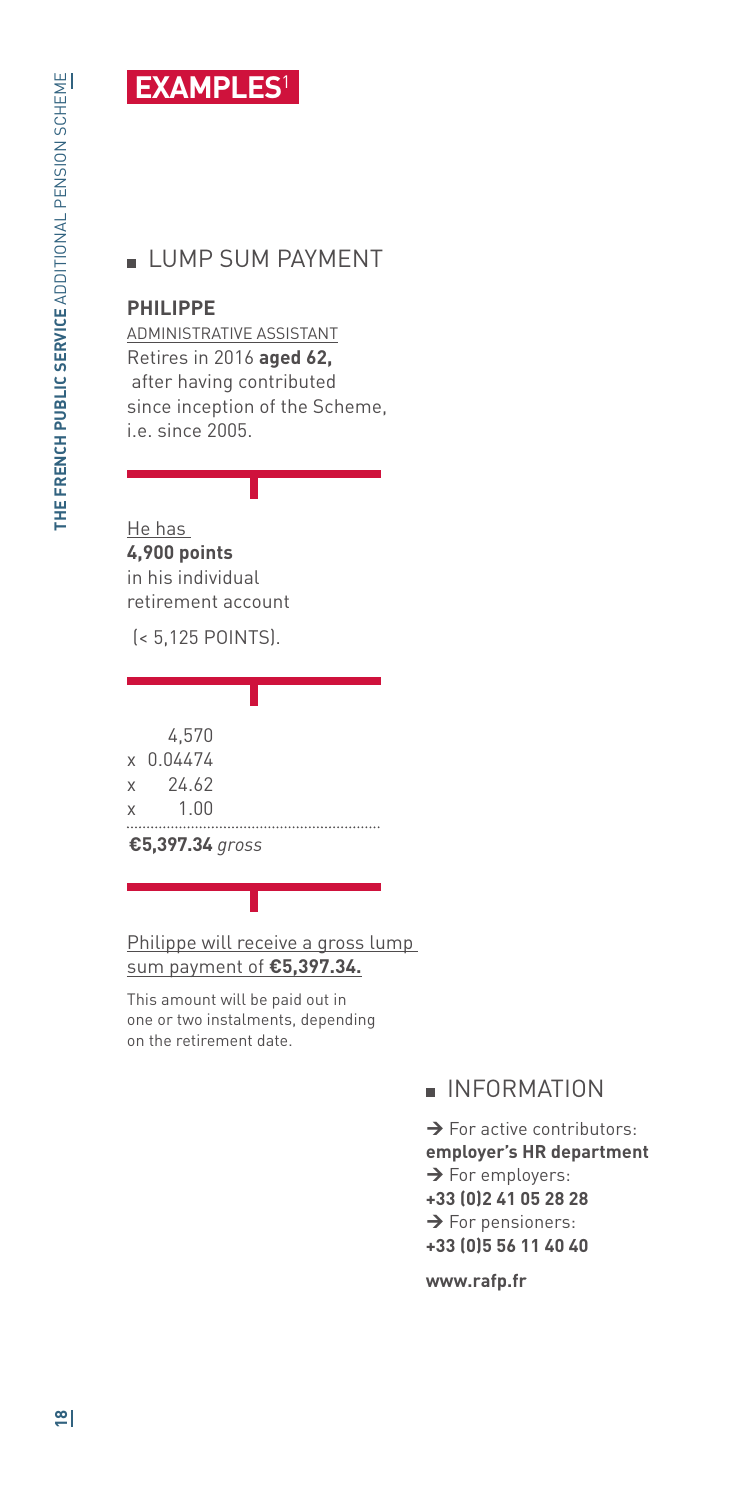# EXAMPLES[1]

## LUMP SUM PAYMENT

**PHILIPPE**

ADMINISTRATIVE ASSISTANT

Retires in 2016 **aged 62,** after having contributed since inception of the Scheme, i.e. since 2005.

He has **4,900 points** in his individual retirement account

(< 5,125 POINTS).

```
     4,570
x  0.04474
x    24.62
x     1.00
```

**€5,397.34** *gross*

Philippe will receive a gross lump sum payment of **€5,397.34.**

This amount will be paid out in one or two instalments, depending on the retirement date.

## INFORMATION

→ For active contributors: **employer's HR department**

→ For employers: **+33 (0)2 41 05 28 28**

→ For pensioners: **+33 (0)5 56 11 40 40**

**www.rafp.fr**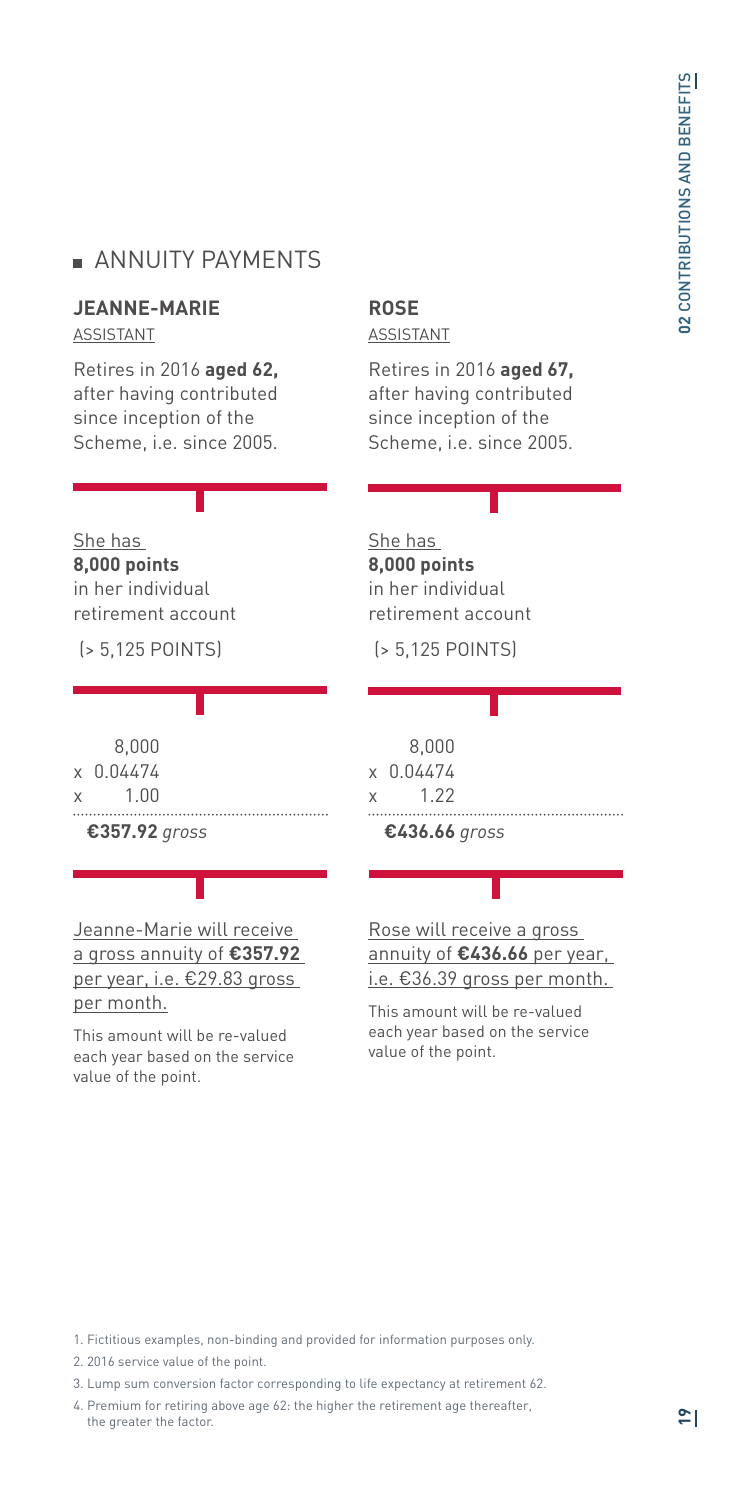## ANNUITY PAYMENTS

### JEANNE-MARIE

ASSISTANT

Retires in 2016 **aged 62,** after having contributed since inception of the Scheme, i.e. since 2005.

She has **8,000 points** in her individual retirement account

(> 5,125 POINTS)

8,000
x 0.04474
x 1.00

**€357.92** *gross*

Jeanne-Marie will receive a gross annuity of **€357.92** per year, i.e. €29.83 gross per month.

This amount will be re-valued each year based on the service value of the point.

### ROSE

ASSISTANT

Retires in 2016 **aged 67,** after having contributed since inception of the Scheme, i.e. since 2005.

She has **8,000 points** in her individual retirement account

(> 5,125 POINTS)

8,000
x 0.04474
x 1.22

**€436.66** *gross*

Rose will receive a gross annuity of **€436.66** per year, i.e. €36.39 gross per month.

This amount will be re-valued each year based on the service value of the point.

1. Fictitious examples, non-binding and provided for information purposes only.
2. 2016 service value of the point.
3. Lump sum conversion factor corresponding to life expectancy at retirement 62.
4. Premium for retiring above age 62: the higher the retirement age thereafter, the greater the factor.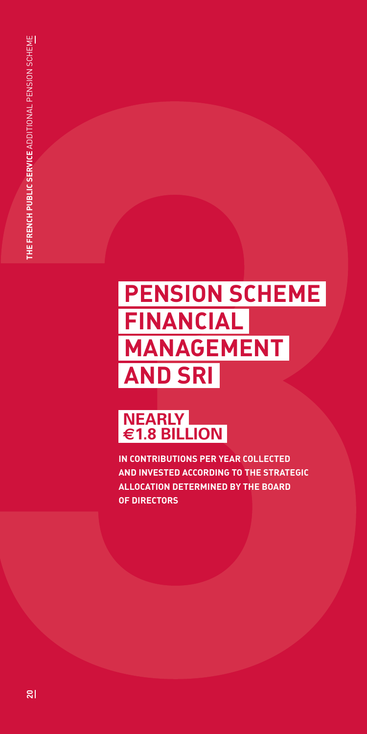# PENSION SCHEME FINANCIAL MANAGEMENT AND SRI

**NEARLY €1.8 BILLION**

**IN CONTRIBUTIONS PER YEAR COLLECTED AND INVESTED ACCORDING TO THE STRATEGIC ALLOCATION DETERMINED BY THE BOARD OF DIRECTORS**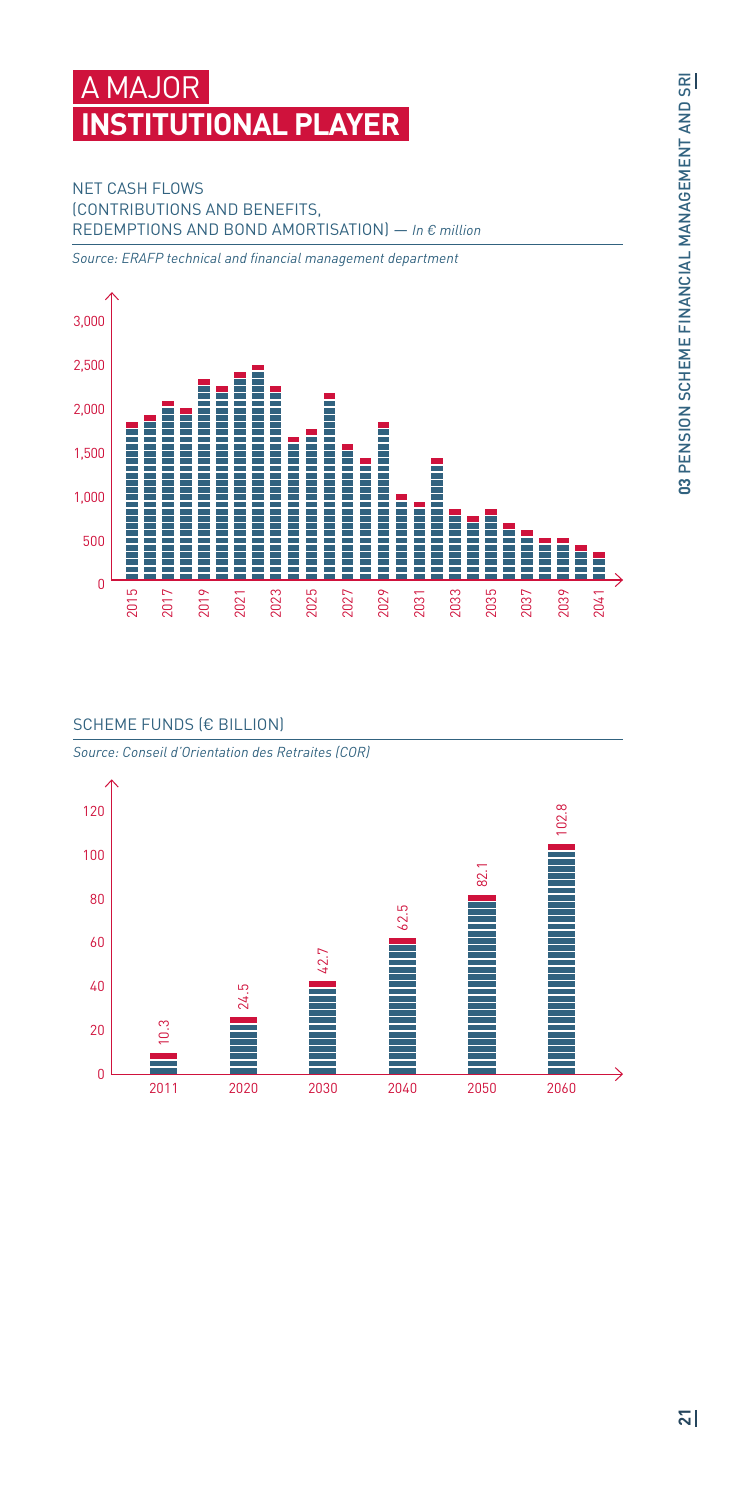# A MAJOR INSTITUTIONAL PLAYER

NET CASH FLOWS (CONTRIBUTIONS AND BENEFITS, REDEMPTIONS AND BOND AMORTISATION) — *In € million*

*Source: ERAFP technical and financial management department*

SCHEME FUNDS (€ BILLION)

*Source: Conseil d'Orientation des Retraites (COR)*

| Year | € billion |
|---|---|
| 2011 | 10.3 |
| 2020 | 24.5 |
| 2030 | 42.7 |
| 2040 | 62.5 |
| 2050 | 82.1 |
| 2060 | 102.8 |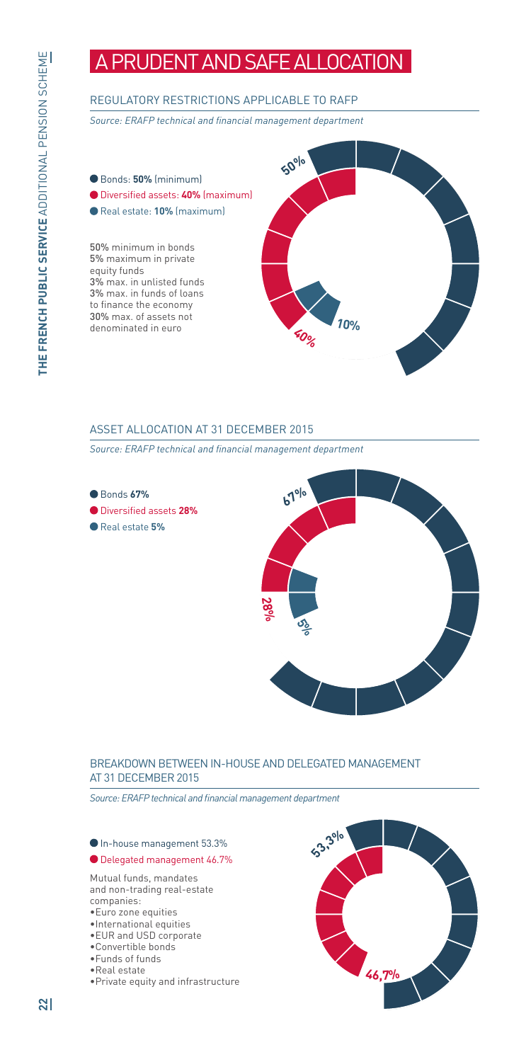# A PRUDENT AND SAFE ALLOCATION

## REGULATORY RESTRICTIONS APPLICABLE TO RAFP

*Source: ERAFP technical and financial management department*

- Bonds: **50%** (minimum)
- Diversified assets: **40%** (maximum)
- Real estate: **10%** (maximum)

50% minimum in bonds
5% maximum in private equity funds
3% max. in unlisted funds
3% max. in funds of loans to finance the economy
30% max. of assets not denominated in euro

50%
40%
10%

## ASSET ALLOCATION AT 31 DECEMBER 2015

*Source: ERAFP technical and financial management department*

- Bonds **67%**
- Diversified assets **28%**
- Real estate **5%**

67%
28%
5%

## BREAKDOWN BETWEEN IN-HOUSE AND DELEGATED MANAGEMENT AT 31 DECEMBER 2015

*Source: ERAFP technical and financial management department*

- In-house management 53.3%
- Delegated management 46.7%

Mutual funds, mandates and non-trading real-estate companies:
- Euro zone equities
- International equities
- EUR and USD corporate
- Convertible bonds
- Funds of funds
- Real estate
- Private equity and infrastructure

53,3%
46,7%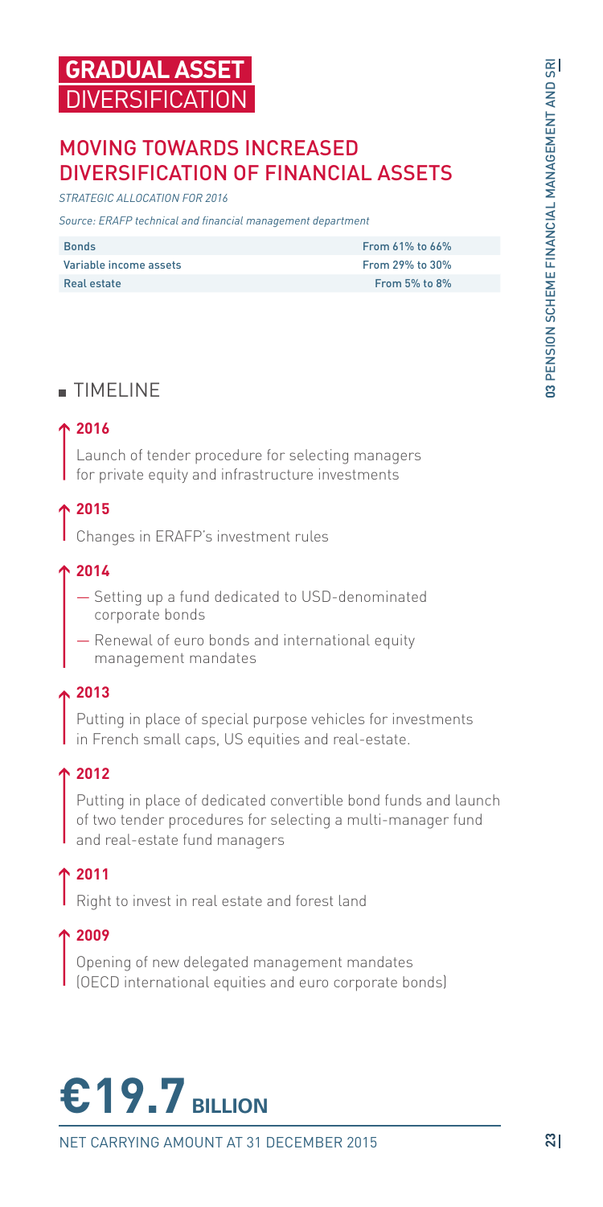# GRADUAL ASSET DIVERSIFICATION

## MOVING TOWARDS INCREASED DIVERSIFICATION OF FINANCIAL ASSETS

*STRATEGIC ALLOCATION FOR 2016*

*Source: ERAFP technical and financial management department*

| | |
|---|---|
| Bonds | From 61% to 66% |
| Variable income assets | From 29% to 30% |
| Real estate | From 5% to 8% |

## TIMELINE

**2016**

Launch of tender procedure for selecting managers for private equity and infrastructure investments

**2015**

Changes in ERAFP's investment rules

**2014**

- Setting up a fund dedicated to USD-denominated corporate bonds
- Renewal of euro bonds and international equity management mandates

**2013**

Putting in place of special purpose vehicles for investments in French small caps, US equities and real-estate.

**2012**

Putting in place of dedicated convertible bond funds and launch of two tender procedures for selecting a multi-manager fund and real-estate fund managers

**2011**

Right to invest in real estate and forest land

**2009**

Opening of new delegated management mandates (OECD international equities and euro corporate bonds)

**€19.7 BILLION**

NET CARRYING AMOUNT AT 31 DECEMBER 2015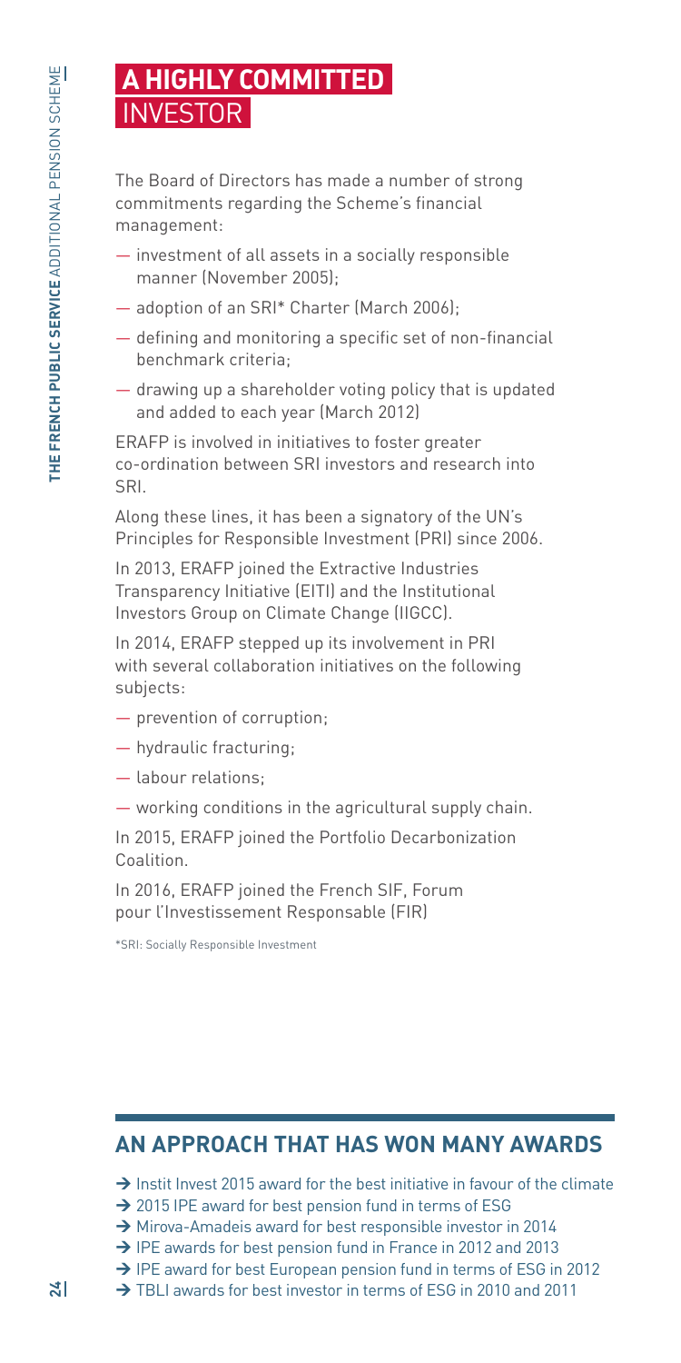# A HIGHLY COMMITTED INVESTOR

The Board of Directors has made a number of strong commitments regarding the Scheme's financial management:

— investment of all assets in a socially responsible manner (November 2005);

— adoption of an SRI* Charter (March 2006);

— defining and monitoring a specific set of non-financial benchmark criteria;

— drawing up a shareholder voting policy that is updated and added to each year (March 2012)

ERAFP is involved in initiatives to foster greater co-ordination between SRI investors and research into SRI.

Along these lines, it has been a signatory of the UN's Principles for Responsible Investment (PRI) since 2006.

In 2013, ERAFP joined the Extractive Industries Transparency Initiative (EITI) and the Institutional Investors Group on Climate Change (IIGCC).

In 2014, ERAFP stepped up its involvement in PRI with several collaboration initiatives on the following subjects:

— prevention of corruption;

— hydraulic fracturing;

— labour relations;

— working conditions in the agricultural supply chain.

In 2015, ERAFP joined the Portfolio Decarbonization Coalition.

In 2016, ERAFP joined the French SIF, Forum pour l'Investissement Responsable (FIR)

*SRI: Socially Responsible Investment

## AN APPROACH THAT HAS WON MANY AWARDS

→ Instit Invest 2015 award for the best initiative in favour of the climate
→ 2015 IPE award for best pension fund in terms of ESG
→ Mirova-Amadeis award for best responsible investor in 2014
→ IPE awards for best pension fund in France in 2012 and 2013
→ IPE award for best European pension fund in terms of ESG in 2012
→ TBLI awards for best investor in terms of ESG in 2010 and 2011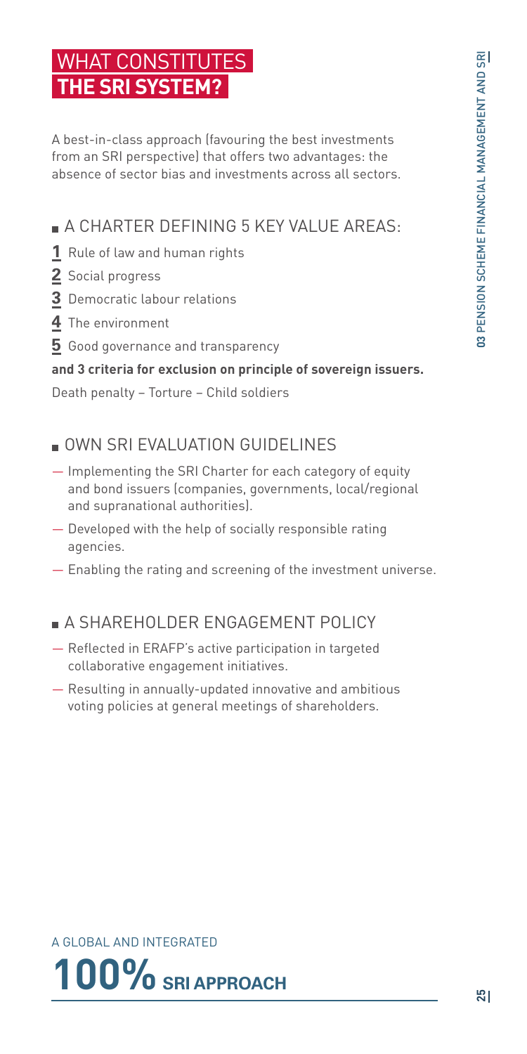# WHAT CONSTITUTES THE SRI SYSTEM?

A best-in-class approach (favouring the best investments from an SRI perspective) that offers two advantages: the absence of sector bias and investments across all sectors.

## A CHARTER DEFINING 5 KEY VALUE AREAS:

1. Rule of law and human rights
2. Social progress
3. Democratic labour relations
4. The environment
5. Good governance and transparency

**and 3 criteria for exclusion on principle of sovereign issuers.**

Death penalty – Torture – Child soldiers

## OWN SRI EVALUATION GUIDELINES

- Implementing the SRI Charter for each category of equity and bond issuers (companies, governments, local/regional and supranational authorities).
- Developed with the help of socially responsible rating agencies.
- Enabling the rating and screening of the investment universe.

## A SHAREHOLDER ENGAGEMENT POLICY

- Reflected in ERAFP's active participation in targeted collaborative engagement initiatives.
- Resulting in annually-updated innovative and ambitious voting policies at general meetings of shareholders.

A GLOBAL AND INTEGRATED

**100% SRI APPROACH**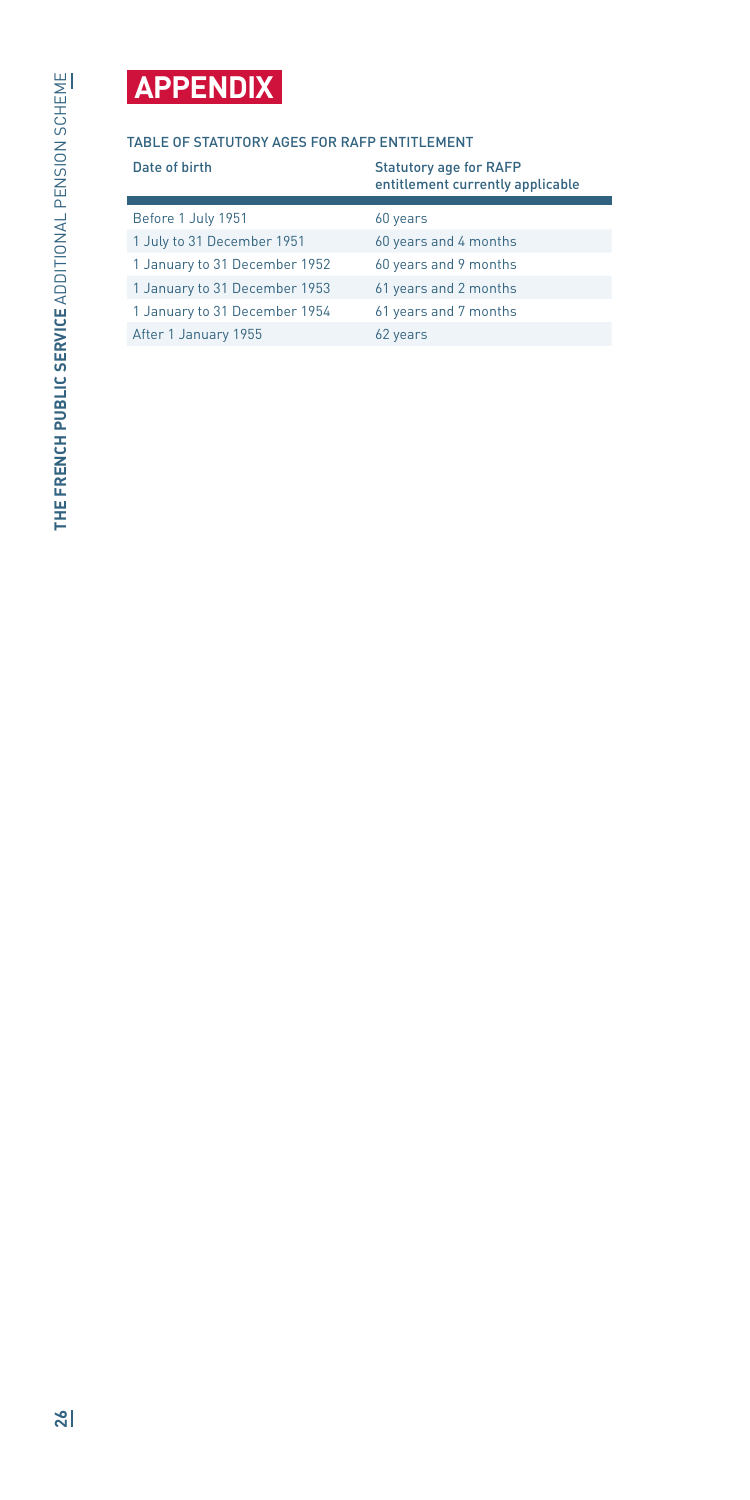# APPENDIX

## TABLE OF STATUTORY AGES FOR RAFP ENTITLEMENT

| Date of birth | Statutory age for RAFP entitlement currently applicable |
|---|---|
| Before 1 July 1951 | 60 years |
| 1 July to 31 December 1951 | 60 years and 4 months |
| 1 January to 31 December 1952 | 60 years and 9 months |
| 1 January to 31 December 1953 | 61 years and 2 months |
| 1 January to 31 December 1954 | 61 years and 7 months |
| After 1 January 1955 | 62 years |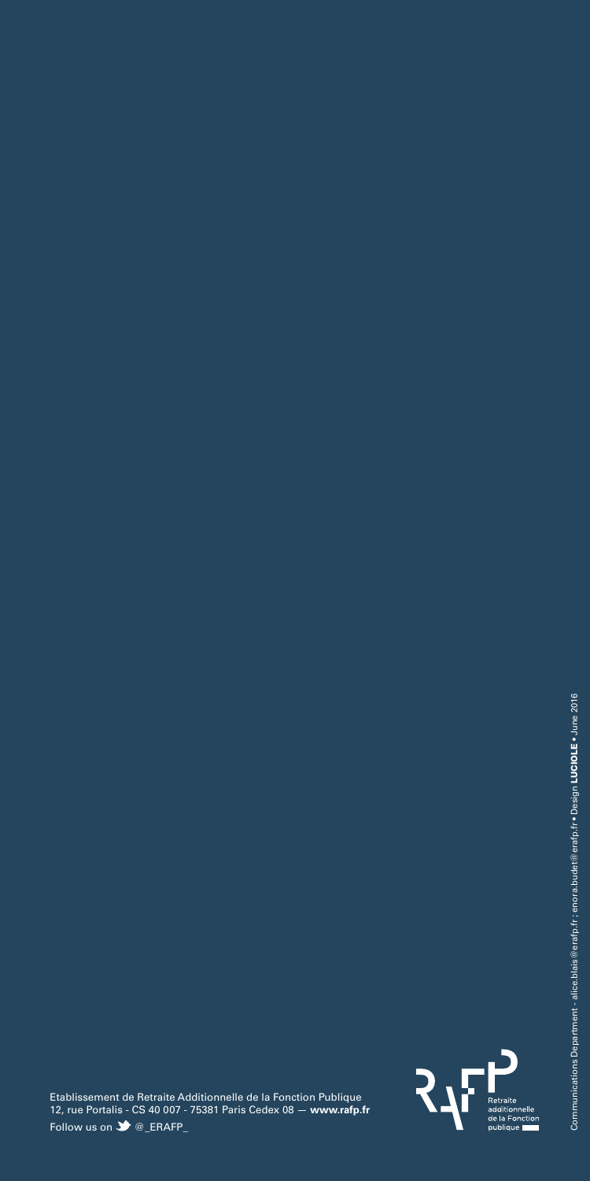Etablissement de Retraite Additionnelle de la Fonction Publique
12, rue Portalis - CS 40 007 - 75381 Paris Cedex 08 — **www.rafp.fr**

Follow us on @_ERAFP_

Retraite additionnelle de la Fonction publique

Communications Department - alice.blais@erafp.fr ; enora.budet@erafp.fr • Design **LUCIOLE** • June 2016